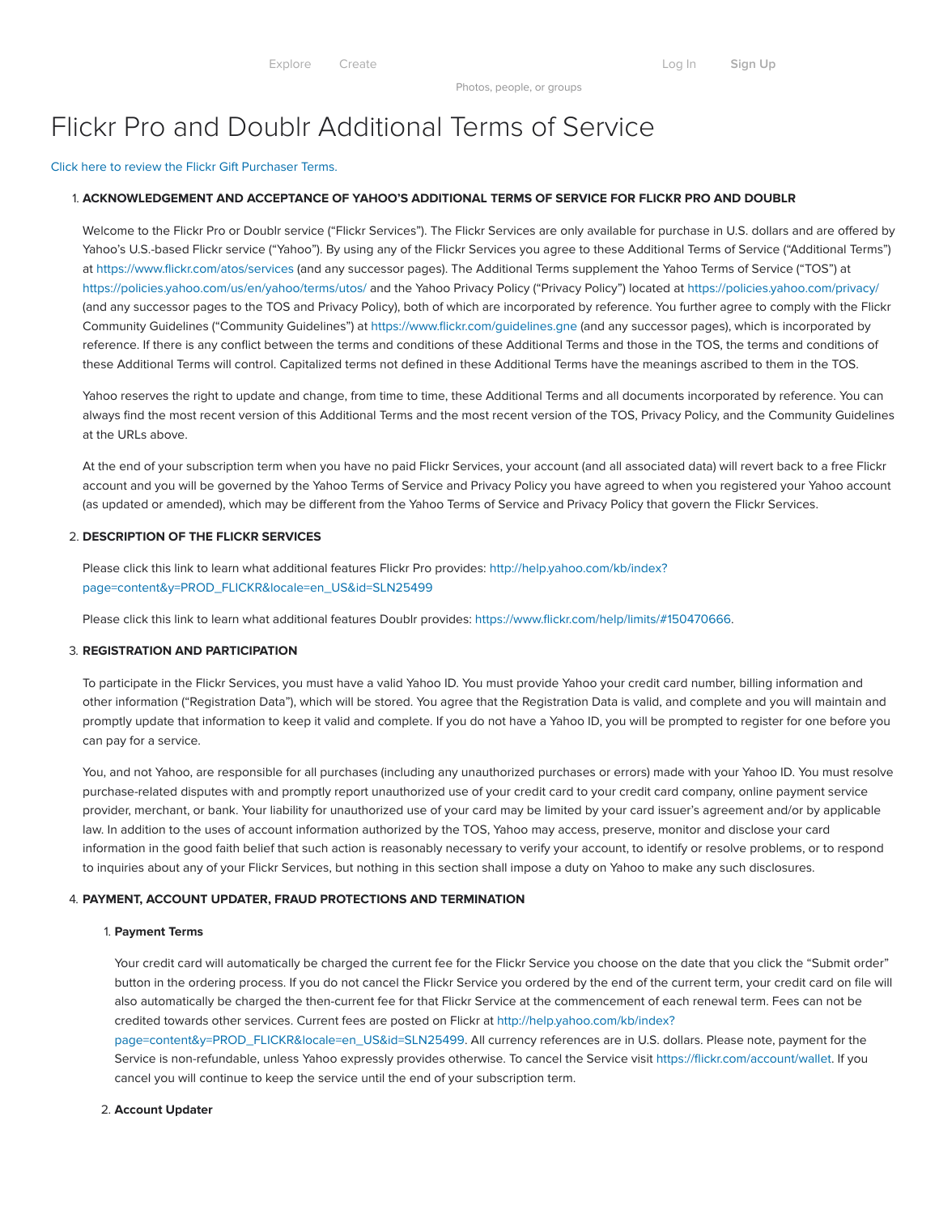# Flickr Pro and Doublr Additional Terms of Service

Click here to review the Flickr Gift Purchaser Terms.

1. **ACKNOWLEDGEMENT AND ACCEPTANCE OF YAHOO'S ADDITIONAL TERMS OF SERVICE FOR FLICKR PRO AND DOUBLR**

   Welcome to the Flickr Pro or Doublr service ("Flickr Services"). The Flickr Services are only available for purchase in U.S. dollars and are offered by Yahoo's U.S.-based Flickr service ("Yahoo"). By using any of the Flickr Services you agree to these Additional Terms of Service ("Additional Terms") at https://www.flickr.com/atos/services (and any successor pages). The Additional Terms supplement the Yahoo Terms of Service ("TOS") at https://policies.yahoo.com/us/en/yahoo/terms/utos/ and the Yahoo Privacy Policy ("Privacy Policy") located at https://policies.yahoo.com/privacy/ (and any successor pages to the TOS and Privacy Policy), both of which are incorporated by reference. You further agree to comply with the Flickr Community Guidelines ("Community Guidelines") at https://www.flickr.com/guidelines.gne (and any successor pages), which is incorporated by reference. If there is any conflict between the terms and conditions of these Additional Terms and those in the TOS, the terms and conditions of these Additional Terms will control. Capitalized terms not defined in these Additional Terms have the meanings ascribed to them in the TOS.

   Yahoo reserves the right to update and change, from time to time, these Additional Terms and all documents incorporated by reference. You can always find the most recent version of this Additional Terms and the most recent version of the TOS, Privacy Policy, and the Community Guidelines at the URLs above.

   At the end of your subscription term when you have no paid Flickr Services, your account (and all associated data) will revert back to a free Flickr account and you will be governed by the Yahoo Terms of Service and Privacy Policy you have agreed to when you registered your Yahoo account (as updated or amended), which may be different from the Yahoo Terms of Service and Privacy Policy that govern the Flickr Services.

2. **DESCRIPTION OF THE FLICKR SERVICES**

   Please click this link to learn what additional features Flickr Pro provides: http://help.yahoo.com/kb/index?page=content&y=PROD_FLICKR&locale=en_US&id=SLN25499

   Please click this link to learn what additional features Doublr provides: https://www.flickr.com/help/limits/#150470666.

3. **REGISTRATION AND PARTICIPATION**

   To participate in the Flickr Services, you must have a valid Yahoo ID. You must provide Yahoo your credit card number, billing information and other information ("Registration Data"), which will be stored. You agree that the Registration Data is valid, and complete and you will maintain and promptly update that information to keep it valid and complete. If you do not have a Yahoo ID, you will be prompted to register for one before you can pay for a service.

   You, and not Yahoo, are responsible for all purchases (including any unauthorized purchases or errors) made with your Yahoo ID. You must resolve purchase-related disputes with and promptly report unauthorized use of your credit card to your credit card company, online payment service provider, merchant, or bank. Your liability for unauthorized use of your card may be limited by your card issuer's agreement and/or by applicable law. In addition to the uses of account information authorized by the TOS, Yahoo may access, preserve, monitor and disclose your card information in the good faith belief that such action is reasonably necessary to verify your account, to identify or resolve problems, or to respond to inquiries about any of your Flickr Services, but nothing in this section shall impose a duty on Yahoo to make any such disclosures.

4. **PAYMENT, ACCOUNT UPDATER, FRAUD PROTECTIONS AND TERMINATION**

   1. **Payment Terms**

      Your credit card will automatically be charged the current fee for the Flickr Service you choose on the date that you click the "Submit order" button in the ordering process. If you do not cancel the Flickr Service you ordered by the end of the current term, your credit card on file will also automatically be charged the then-current fee for that Flickr Service at the commencement of each renewal term. Fees can not be credited towards other services. Current fees are posted on Flickr at http://help.yahoo.com/kb/index?page=content&y=PROD_FLICKR&locale=en_US&id=SLN25499. All currency references are in U.S. dollars. Please note, payment for the Service is non-refundable, unless Yahoo expressly provides otherwise. To cancel the Service visit https://flickr.com/account/wallet. If you cancel you will continue to keep the service until the end of your subscription term.

   2. **Account Updater**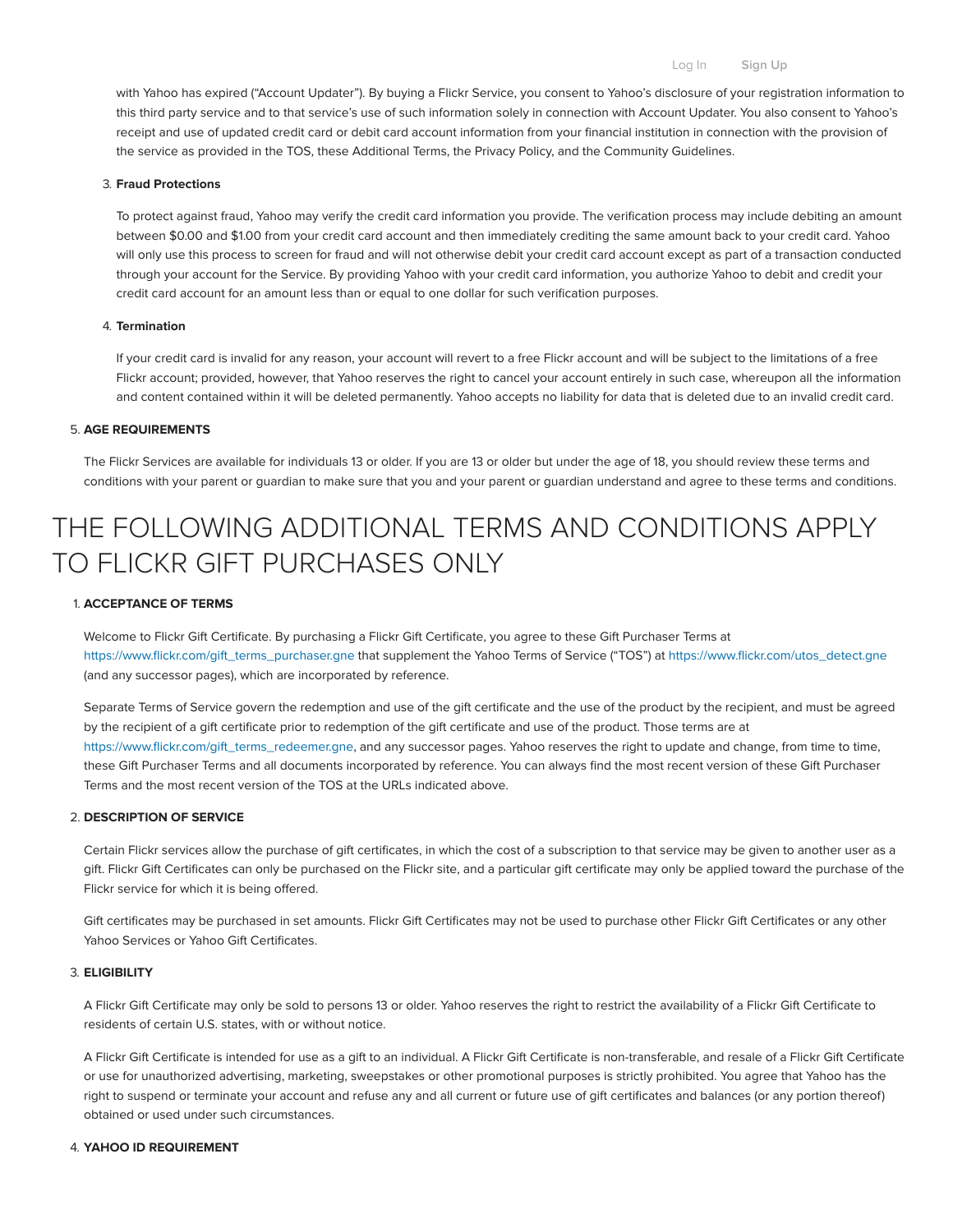with Yahoo has expired ("Account Updater"). By buying a Flickr Service, you consent to Yahoo's disclosure of your registration information to this third party service and to that service's use of such information solely in connection with Account Updater. You also consent to Yahoo's receipt and use of updated credit card or debit card account information from your financial institution in connection with the provision of the service as provided in the TOS, these Additional Terms, the Privacy Policy, and the Community Guidelines.

3. **Fraud Protections**

   To protect against fraud, Yahoo may verify the credit card information you provide. The verification process may include debiting an amount between $0.00 and $1.00 from your credit card account and then immediately crediting the same amount back to your credit card. Yahoo will only use this process to screen for fraud and will not otherwise debit your credit card account except as part of a transaction conducted through your account for the Service. By providing Yahoo with your credit card information, you authorize Yahoo to debit and credit your credit card account for an amount less than or equal to one dollar for such verification purposes.

4. **Termination**

   If your credit card is invalid for any reason, your account will revert to a free Flickr account and will be subject to the limitations of a free Flickr account; provided, however, that Yahoo reserves the right to cancel your account entirely in such case, whereupon all the information and content contained within it will be deleted permanently. Yahoo accepts no liability for data that is deleted due to an invalid credit card.

5. **AGE REQUIREMENTS**

   The Flickr Services are available for individuals 13 or older. If you are 13 or older but under the age of 18, you should review these terms and conditions with your parent or guardian to make sure that you and your parent or guardian understand and agree to these terms and conditions.

# THE FOLLOWING ADDITIONAL TERMS AND CONDITIONS APPLY TO FLICKR GIFT PURCHASES ONLY

1. **ACCEPTANCE OF TERMS**

   Welcome to Flickr Gift Certificate. By purchasing a Flickr Gift Certificate, you agree to these Gift Purchaser Terms at https://www.flickr.com/gift_terms_purchaser.gne that supplement the Yahoo Terms of Service ("TOS") at https://www.flickr.com/utos_detect.gne (and any successor pages), which are incorporated by reference.

   Separate Terms of Service govern the redemption and use of the gift certificate and the use of the product by the recipient, and must be agreed by the recipient of a gift certificate prior to redemption of the gift certificate and use of the product. Those terms are at https://www.flickr.com/gift_terms_redeemer.gne, and any successor pages. Yahoo reserves the right to update and change, from time to time, these Gift Purchaser Terms and all documents incorporated by reference. You can always find the most recent version of these Gift Purchaser Terms and the most recent version of the TOS at the URLs indicated above.

2. **DESCRIPTION OF SERVICE**

   Certain Flickr services allow the purchase of gift certificates, in which the cost of a subscription to that service may be given to another user as a gift. Flickr Gift Certificates can only be purchased on the Flickr site, and a particular gift certificate may only be applied toward the purchase of the Flickr service for which it is being offered.

   Gift certificates may be purchased in set amounts. Flickr Gift Certificates may not be used to purchase other Flickr Gift Certificates or any other Yahoo Services or Yahoo Gift Certificates.

3. **ELIGIBILITY**

   A Flickr Gift Certificate may only be sold to persons 13 or older. Yahoo reserves the right to restrict the availability of a Flickr Gift Certificate to residents of certain U.S. states, with or without notice.

   A Flickr Gift Certificate is intended for use as a gift to an individual. A Flickr Gift Certificate is non-transferable, and resale of a Flickr Gift Certificate or use for unauthorized advertising, marketing, sweepstakes or other promotional purposes is strictly prohibited. You agree that Yahoo has the right to suspend or terminate your account and refuse any and all current or future use of gift certificates and balances (or any portion thereof) obtained or used under such circumstances.

4. **YAHOO ID REQUIREMENT**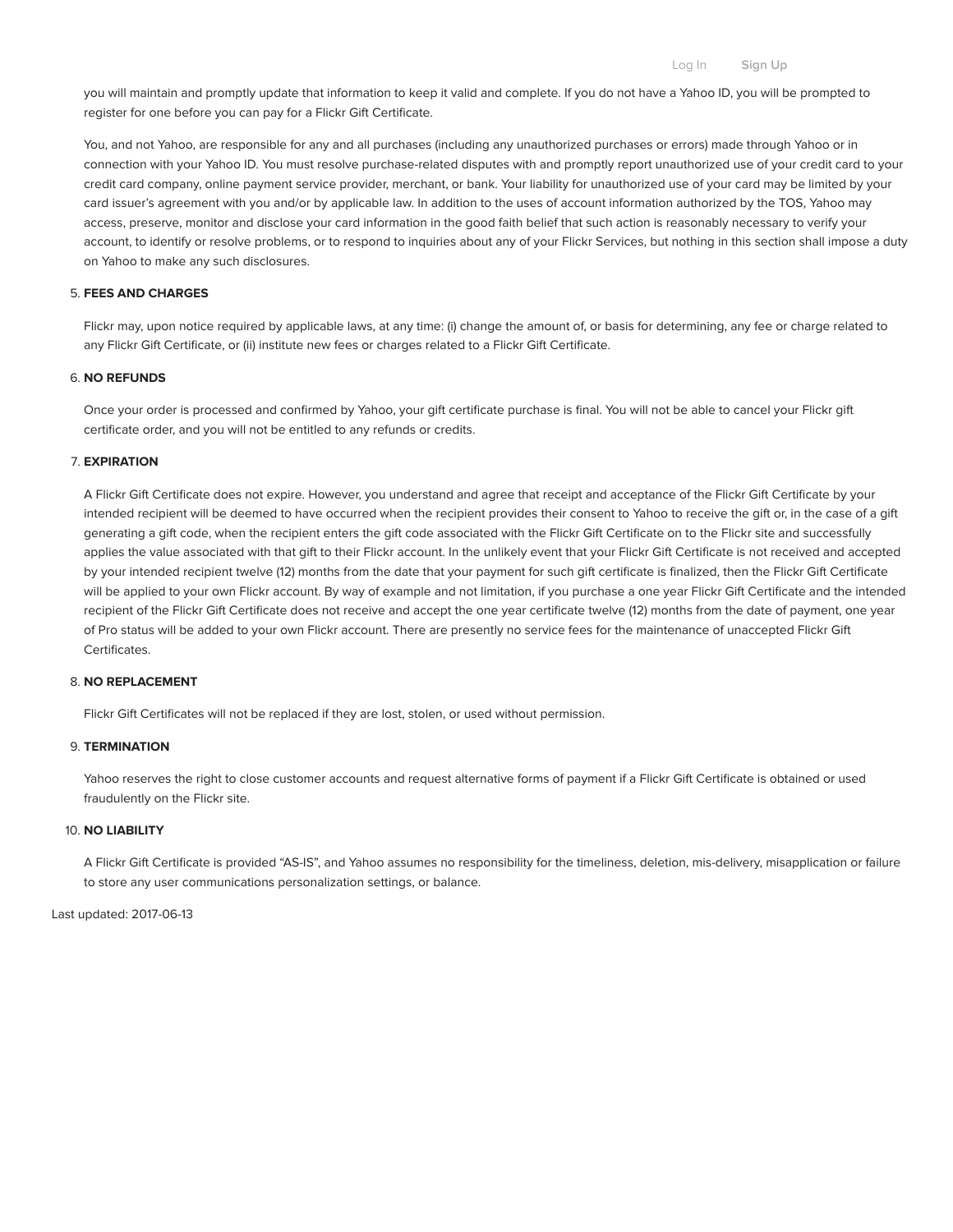you will maintain and promptly update that information to keep it valid and complete. If you do not have a Yahoo ID, you will be prompted to register for one before you can pay for a Flickr Gift Certificate.

You, and not Yahoo, are responsible for any and all purchases (including any unauthorized purchases or errors) made through Yahoo or in connection with your Yahoo ID. You must resolve purchase-related disputes with and promptly report unauthorized use of your credit card to your credit card company, online payment service provider, merchant, or bank. Your liability for unauthorized use of your card may be limited by your card issuer's agreement with you and/or by applicable law. In addition to the uses of account information authorized by the TOS, Yahoo may access, preserve, monitor and disclose your card information in the good faith belief that such action is reasonably necessary to verify your account, to identify or resolve problems, or to respond to inquiries about any of your Flickr Services, but nothing in this section shall impose a duty on Yahoo to make any such disclosures.

5. **FEES AND CHARGES**

   Flickr may, upon notice required by applicable laws, at any time: (i) change the amount of, or basis for determining, any fee or charge related to any Flickr Gift Certificate, or (ii) institute new fees or charges related to a Flickr Gift Certificate.

6. **NO REFUNDS**

   Once your order is processed and confirmed by Yahoo, your gift certificate purchase is final. You will not be able to cancel your Flickr gift certificate order, and you will not be entitled to any refunds or credits.

7. **EXPIRATION**

   A Flickr Gift Certificate does not expire. However, you understand and agree that receipt and acceptance of the Flickr Gift Certificate by your intended recipient will be deemed to have occurred when the recipient provides their consent to Yahoo to receive the gift or, in the case of a gift generating a gift code, when the recipient enters the gift code associated with the Flickr Gift Certificate on to the Flickr site and successfully applies the value associated with that gift to their Flickr account. In the unlikely event that your Flickr Gift Certificate is not received and accepted by your intended recipient twelve (12) months from the date that your payment for such gift certificate is finalized, then the Flickr Gift Certificate will be applied to your own Flickr account. By way of example and not limitation, if you purchase a one year Flickr Gift Certificate and the intended recipient of the Flickr Gift Certificate does not receive and accept the one year certificate twelve (12) months from the date of payment, one year of Pro status will be added to your own Flickr account. There are presently no service fees for the maintenance of unaccepted Flickr Gift Certificates.

8. **NO REPLACEMENT**

   Flickr Gift Certificates will not be replaced if they are lost, stolen, or used without permission.

9. **TERMINATION**

   Yahoo reserves the right to close customer accounts and request alternative forms of payment if a Flickr Gift Certificate is obtained or used fraudulently on the Flickr site.

10. **NO LIABILITY**

    A Flickr Gift Certificate is provided "AS-IS", and Yahoo assumes no responsibility for the timeliness, deletion, mis-delivery, misapplication or failure to store any user communications personalization settings, or balance.

Last updated: 2017-06-13